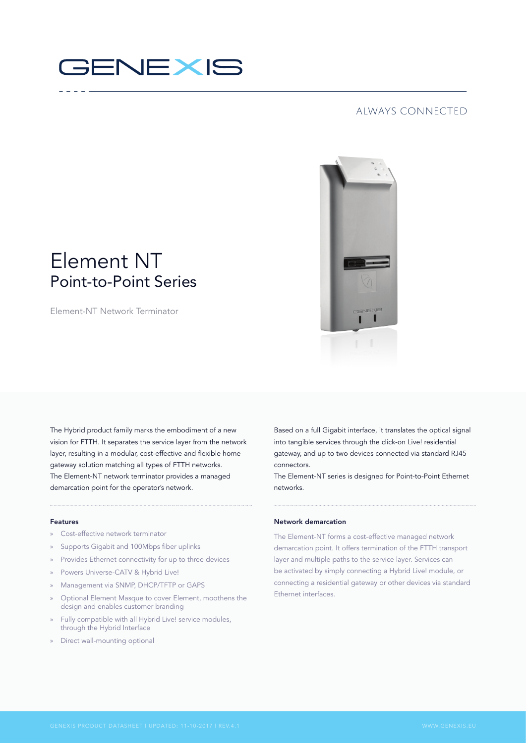GENEXIS

ALWAYS CONNECTED

# Element NT
## Point-to-Point Series

Element-NT Network Terminator

The Hybrid product family marks the embodiment of a new vision for FTTH. It separates the service layer from the network layer, resulting in a modular, cost-effective and flexible home gateway solution matching all types of FTTH networks. The Element-NT network terminator provides a managed demarcation point for the operator's network.

Based on a full Gigabit interface, it translates the optical signal into tangible services through the click-on Live! residential gateway, and up to two devices connected via standard RJ45 connectors.
The Element-NT series is designed for Point-to-Point Ethernet networks.

### Features

- Cost-effective network terminator
- Supports Gigabit and 100Mbps fiber uplinks
- Provides Ethernet connectivity for up to three devices
- Powers Universe-CATV & Hybrid Live!
- Management via SNMP, DHCP/TFTP or GAPS
- Optional Element Masque to cover Element, moothens the design and enables customer branding
- Fully compatible with all Hybrid Live! service modules, through the Hybrid Interface
- Direct wall-mounting optional

### Network demarcation

The Element-NT forms a cost-effective managed network demarcation point. It offers termination of the FTTH transport layer and multiple paths to the service layer. Services can be activated by simply connecting a Hybrid Live! module, or connecting a residential gateway or other devices via standard Ethernet interfaces.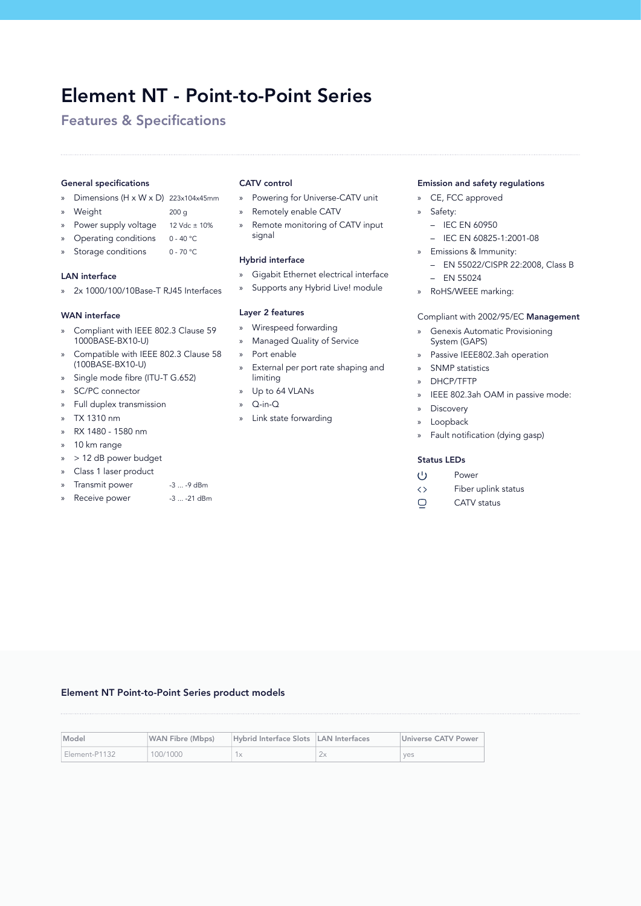# Element NT - Point-to-Point Series

## Features & Specifications

### General specifications

- Dimensions (H x W x D) 223x104x45mm
- Weight 200 g
- Power supply voltage 12 Vdc ± 10%
- Operating conditions 0 - 40 °C
- Storage conditions 0 - 70 °C

### LAN interface

- 2x 1000/100/10Base-T RJ45 Interfaces

### WAN interface

- Compliant with IEEE 802.3 Clause 59 1000BASE-BX10-U)
- Compatible with IEEE 802.3 Clause 58 (100BASE-BX10-U)
- Single mode fibre (ITU-T G.652)
- SC/PC connector
- Full duplex transmission
- TX 1310 nm
- RX 1480 - 1580 nm
- 10 km range
- > 12 dB power budget
- Class 1 laser product
- Transmit power -3 ... -9 dBm
- Receive power -3 ... -21 dBm

### CATV control

- Powering for Universe-CATV unit
- Remotely enable CATV
- Remote monitoring of CATV input signal

### Hybrid interface

- Gigabit Ethernet electrical interface
- Supports any Hybrid Live! module

### Layer 2 features

- Wirespeed forwarding
- Managed Quality of Service
- Port enable
- External per port rate shaping and limiting
- Up to 64 VLANs
- Q-in-Q
- Link state forwarding

### Emission and safety regulations

- CE, FCC approved
- Safety:
  - IEC EN 60950
  - IEC EN 60825-1:2001-08
- Emissions & Immunity:
  - EN 55022/CISPR 22:2008, Class B
  - EN 55024
- RoHS/WEEE marking:

Compliant with 2002/95/EC **Management**

- Genexis Automatic Provisioning System (GAPS)
- Passive IEEE802.3ah operation
- SNMP statistics
- DHCP/TFTP
- IEEE 802.3ah OAM in passive mode:
- Discovery
- Loopback
- Fault notification (dying gasp)

### Status LEDs

- Power
- Fiber uplink status
- CATV status

### Element NT Point-to-Point Series product models

| Model | WAN Fibre (Mbps) | Hybrid Interface Slots | LAN Interfaces | Universe CATV Power |
|---|---|---|---|---|
| Element-P1132 | 100/1000 | 1x | 2x | yes |